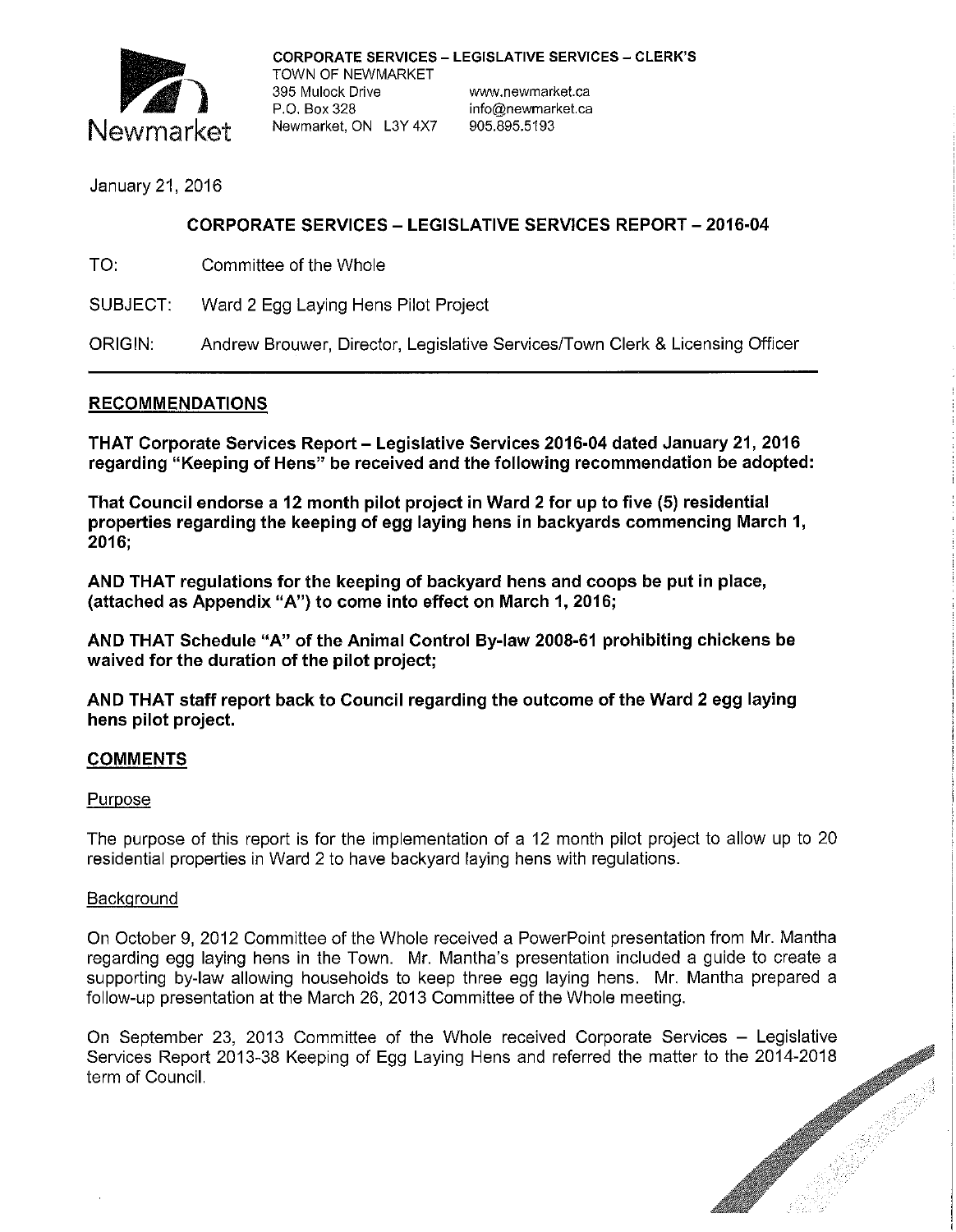**CORPORATE SERVICES – LEGISLATIVE SERVICES – CLERK'S**
TOWN OF NEWMARKET
395 Mulock Drive
P.O. Box 328
Newmarket, ON L3Y 4X7

www.newmarket.ca
info@newmarket.ca
905.895.5193

Newmarket

January 21, 2016

## CORPORATE SERVICES – LEGISLATIVE SERVICES REPORT – 2016-04

TO: Committee of the Whole

SUBJECT: Ward 2 Egg Laying Hens Pilot Project

ORIGIN: Andrew Brouwer, Director, Legislative Services/Town Clerk & Licensing Officer

---

### RECOMMENDATIONS

**THAT Corporate Services Report – Legislative Services 2016-04 dated January 21, 2016 regarding "Keeping of Hens" be received and the following recommendation be adopted:**

**That Council endorse a 12 month pilot project in Ward 2 for up to five (5) residential properties regarding the keeping of egg laying hens in backyards commencing March 1, 2016;**

**AND THAT regulations for the keeping of backyard hens and coops be put in place, (attached as Appendix "A") to come into effect on March 1, 2016;**

**AND THAT Schedule "A" of the Animal Control By-law 2008-61 prohibiting chickens be waived for the duration of the pilot project;**

**AND THAT staff report back to Council regarding the outcome of the Ward 2 egg laying hens pilot project.**

### COMMENTS

#### Purpose

The purpose of this report is for the implementation of a 12 month pilot project to allow up to 20 residential properties in Ward 2 to have backyard laying hens with regulations.

#### Background

On October 9, 2012 Committee of the Whole received a PowerPoint presentation from Mr. Mantha regarding egg laying hens in the Town. Mr. Mantha's presentation included a guide to create a supporting by-law allowing households to keep three egg laying hens. Mr. Mantha prepared a follow-up presentation at the March 26, 2013 Committee of the Whole meeting.

On September 23, 2013 Committee of the Whole received Corporate Services – Legislative Services Report 2013-38 Keeping of Egg Laying Hens and referred the matter to the 2014-2018 term of Council.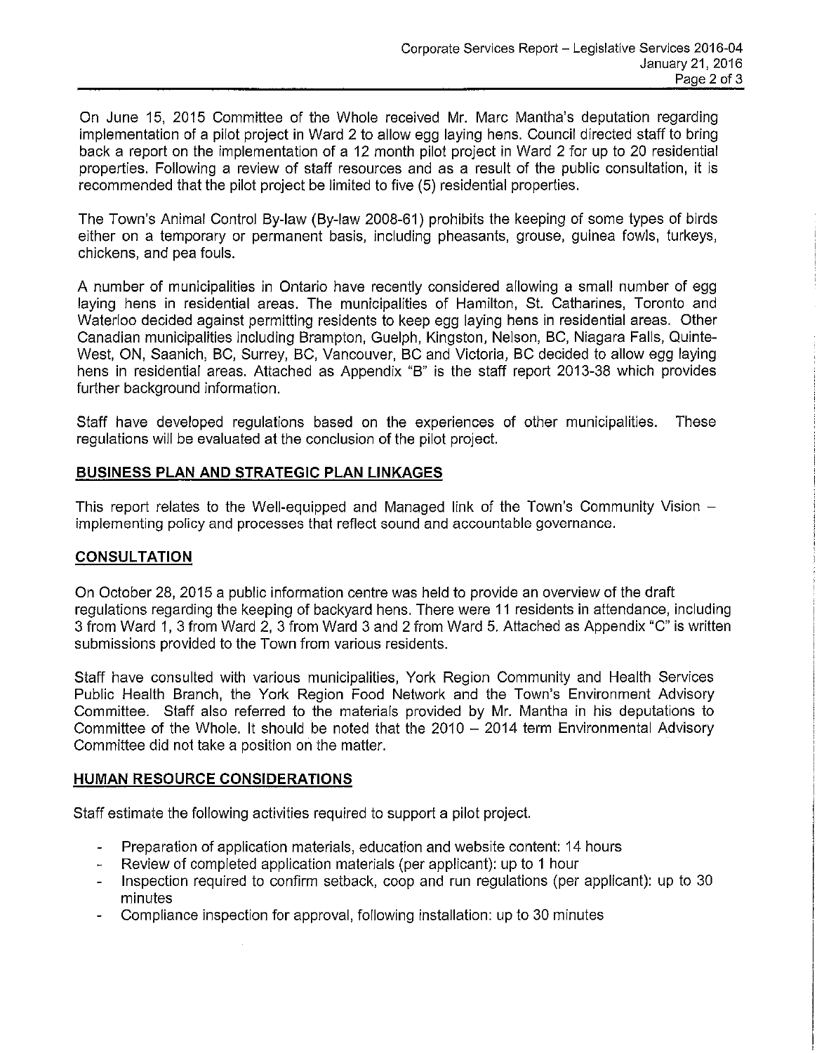On June 15, 2015 Committee of the Whole received Mr. Marc Mantha's deputation regarding implementation of a pilot project in Ward 2 to allow egg laying hens. Council directed staff to bring back a report on the implementation of a 12 month pilot project in Ward 2 for up to 20 residential properties. Following a review of staff resources and as a result of the public consultation, it is recommended that the pilot project be limited to five (5) residential properties.

The Town's Animal Control By-law (By-law 2008-61) prohibits the keeping of some types of birds either on a temporary or permanent basis, including pheasants, grouse, guinea fowls, turkeys, chickens, and pea fouls.

A number of municipalities in Ontario have recently considered allowing a small number of egg laying hens in residential areas. The municipalities of Hamilton, St. Catharines, Toronto and Waterloo decided against permitting residents to keep egg laying hens in residential areas. Other Canadian municipalities including Brampton, Guelph, Kingston, Nelson, BC, Niagara Falls, Quinte-West, ON, Saanich, BC, Surrey, BC, Vancouver, BC and Victoria, BC decided to allow egg laying hens in residential areas. Attached as Appendix "B" is the staff report 2013-38 which provides further background information.

Staff have developed regulations based on the experiences of other municipalities. These regulations will be evaluated at the conclusion of the pilot project.

## BUSINESS PLAN AND STRATEGIC PLAN LINKAGES

This report relates to the Well-equipped and Managed link of the Town's Community Vision – implementing policy and processes that reflect sound and accountable governance.

## CONSULTATION

On October 28, 2015 a public information centre was held to provide an overview of the draft regulations regarding the keeping of backyard hens. There were 11 residents in attendance, including 3 from Ward 1, 3 from Ward 2, 3 from Ward 3 and 2 from Ward 5. Attached as Appendix "C" is written submissions provided to the Town from various residents.

Staff have consulted with various municipalities, York Region Community and Health Services Public Health Branch, the York Region Food Network and the Town's Environment Advisory Committee. Staff also referred to the materials provided by Mr. Mantha in his deputations to Committee of the Whole. It should be noted that the 2010 – 2014 term Environmental Advisory Committee did not take a position on the matter.

## HUMAN RESOURCE CONSIDERATIONS

Staff estimate the following activities required to support a pilot project.

- Preparation of application materials, education and website content: 14 hours
- Review of completed application materials (per applicant): up to 1 hour
- Inspection required to confirm setback, coop and run regulations (per applicant): up to 30 minutes
- Compliance inspection for approval, following installation: up to 30 minutes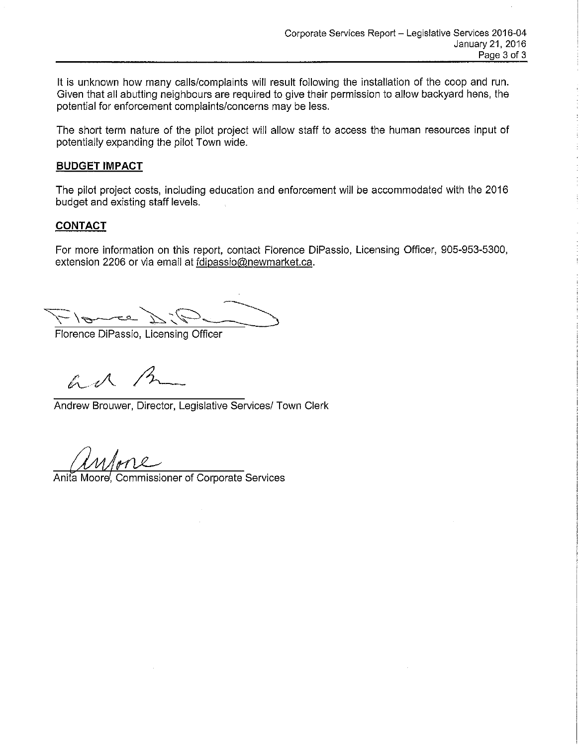It is unknown how many calls/complaints will result following the installation of the coop and run. Given that all abutting neighbours are required to give their permission to allow backyard hens, the potential for enforcement complaints/concerns may be less.

The short term nature of the pilot project will allow staff to access the human resources input of potentially expanding the pilot Town wide.

## BUDGET IMPACT

The pilot project costs, including education and enforcement will be accommodated with the 2016 budget and existing staff levels.

## CONTACT

For more information on this report, contact Florence DiPassio, Licensing Officer, 905-953-5300, extension 2206 or via email at fdipassio@newmarket.ca.

Florence DiPassio, Licensing Officer

Andrew Brouwer, Director, Legislative Services/ Town Clerk

Anita Moore, Commissioner of Corporate Services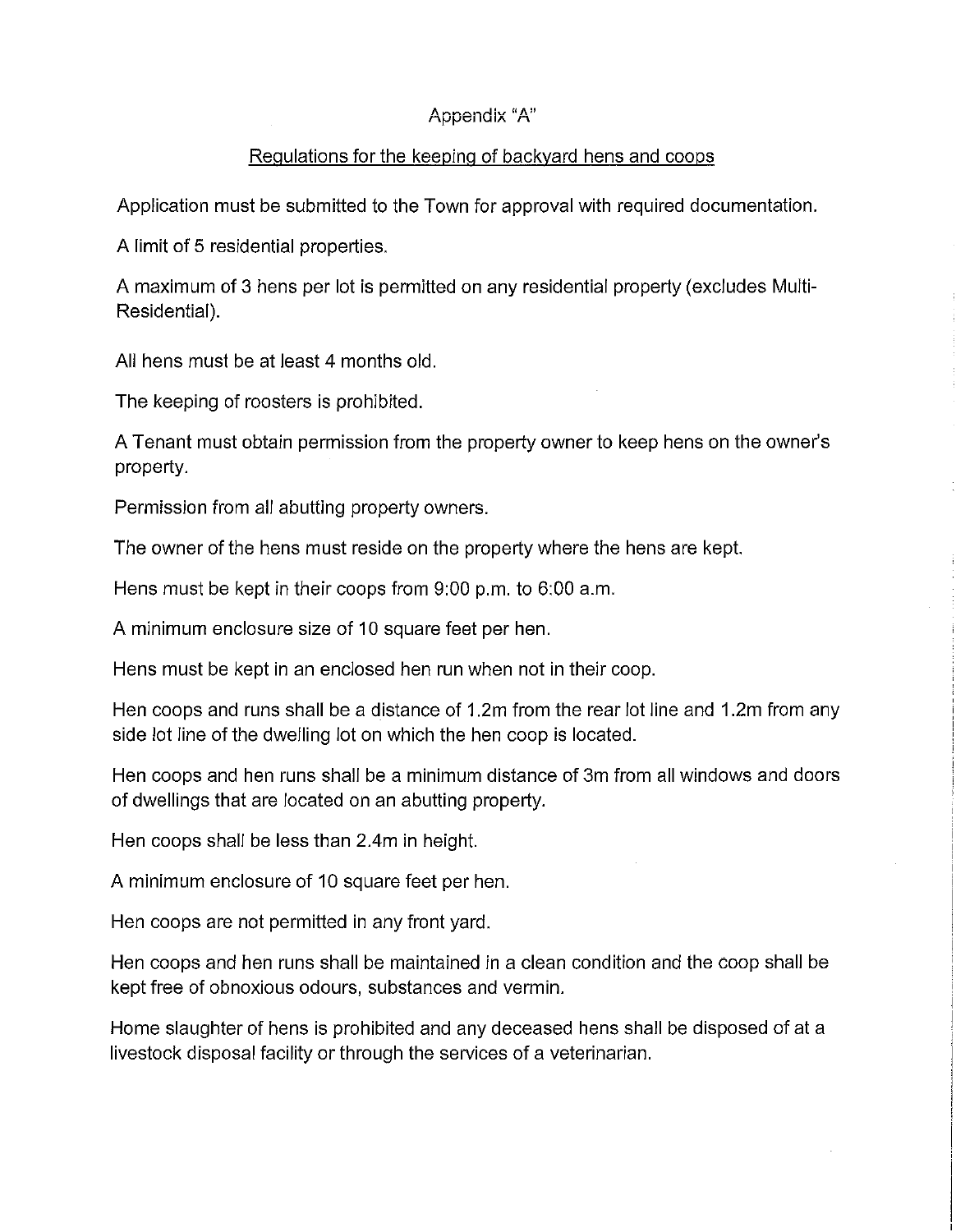Appendix "A"

<u>Regulations for the keeping of backyard hens and coops</u>

Application must be submitted to the Town for approval with required documentation.

A limit of 5 residential properties.

A maximum of 3 hens per lot is permitted on any residential property (excludes Multi-Residential).

All hens must be at least 4 months old.

The keeping of roosters is prohibited.

A Tenant must obtain permission from the property owner to keep hens on the owner's property.

Permission from all abutting property owners.

The owner of the hens must reside on the property where the hens are kept.

Hens must be kept in their coops from 9:00 p.m. to 6:00 a.m.

A minimum enclosure size of 10 square feet per hen.

Hens must be kept in an enclosed hen run when not in their coop.

Hen coops and runs shall be a distance of 1.2m from the rear lot line and 1.2m from any side lot line of the dwelling lot on which the hen coop is located.

Hen coops and hen runs shall be a minimum distance of 3m from all windows and doors of dwellings that are located on an abutting property.

Hen coops shall be less than 2.4m in height.

A minimum enclosure of 10 square feet per hen.

Hen coops are not permitted in any front yard.

Hen coops and hen runs shall be maintained in a clean condition and the coop shall be kept free of obnoxious odours, substances and vermin.

Home slaughter of hens is prohibited and any deceased hens shall be disposed of at a livestock disposal facility or through the services of a veterinarian.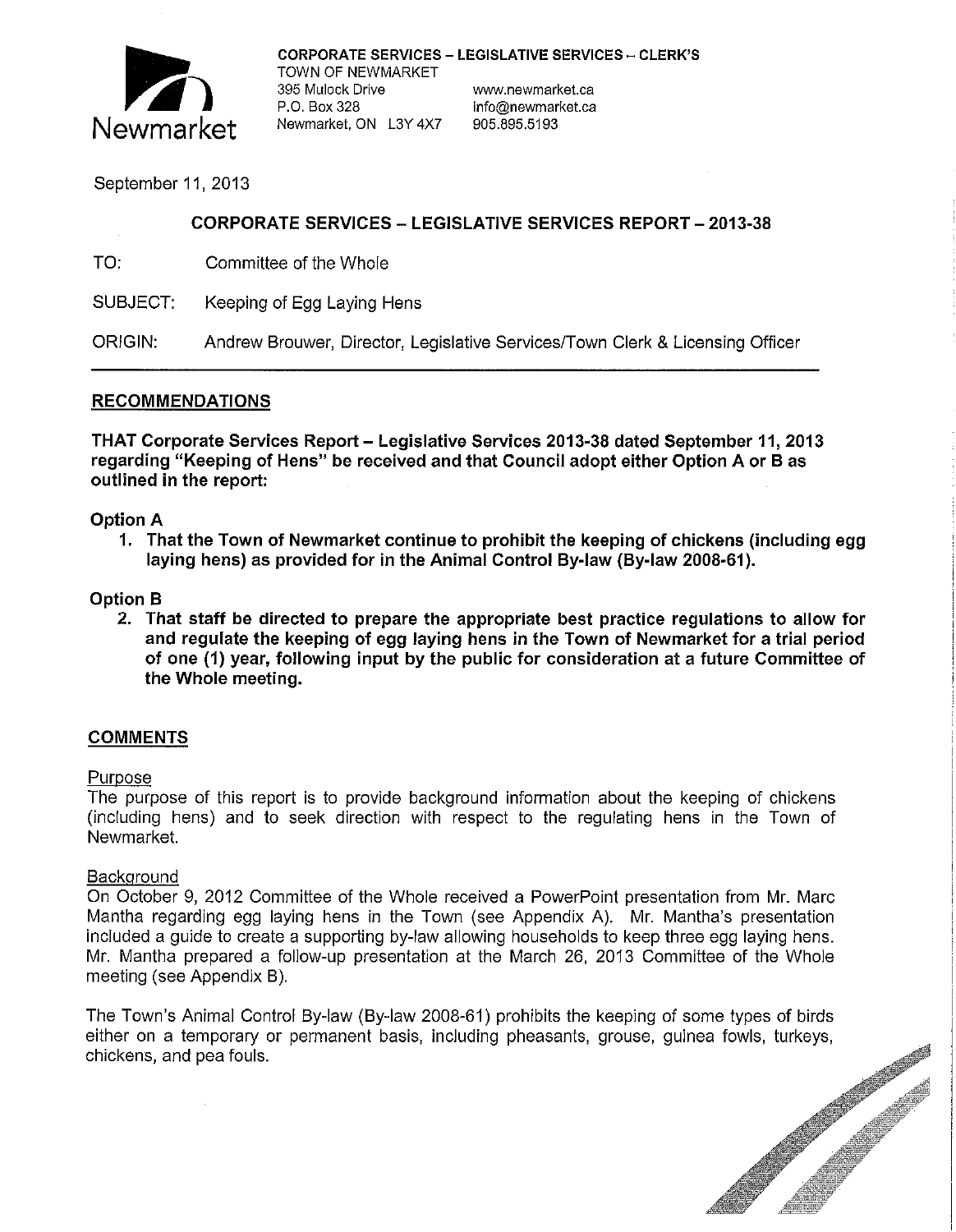**CORPORATE SERVICES – LEGISLATIVE SERVICES – CLERK'S**
TOWN OF NEWMARKET
395 Mulock Drive
P.O. Box 328
Newmarket, ON L3Y 4X7

www.newmarket.ca
info@newmarket.ca
905.895.5193

September 11, 2013

## CORPORATE SERVICES – LEGISLATIVE SERVICES REPORT – 2013-38

TO: Committee of the Whole

SUBJECT: Keeping of Egg Laying Hens

ORIGIN: Andrew Brouwer, Director, Legislative Services/Town Clerk & Licensing Officer

---

## RECOMMENDATIONS

**THAT Corporate Services Report – Legislative Services 2013-38 dated September 11, 2013 regarding "Keeping of Hens" be received and that Council adopt either Option A or B as outlined in the report:**

**Option A**

1. **That the Town of Newmarket continue to prohibit the keeping of chickens (including egg laying hens) as provided for in the Animal Control By-law (By-law 2008-61).**

**Option B**

2. **That staff be directed to prepare the appropriate best practice regulations to allow for and regulate the keeping of egg laying hens in the Town of Newmarket for a trial period of one (1) year, following input by the public for consideration at a future Committee of the Whole meeting.**

## COMMENTS

### Purpose

The purpose of this report is to provide background information about the keeping of chickens (including hens) and to seek direction with respect to the regulating hens in the Town of Newmarket.

### Background

On October 9, 2012 Committee of the Whole received a PowerPoint presentation from Mr. Marc Mantha regarding egg laying hens in the Town (see Appendix A). Mr. Mantha's presentation included a guide to create a supporting by-law allowing households to keep three egg laying hens. Mr. Mantha prepared a follow-up presentation at the March 26, 2013 Committee of the Whole meeting (see Appendix B).

The Town's Animal Control By-law (By-law 2008-61) prohibits the keeping of some types of birds either on a temporary or permanent basis, including pheasants, grouse, guinea fowls, turkeys, chickens, and pea fouls.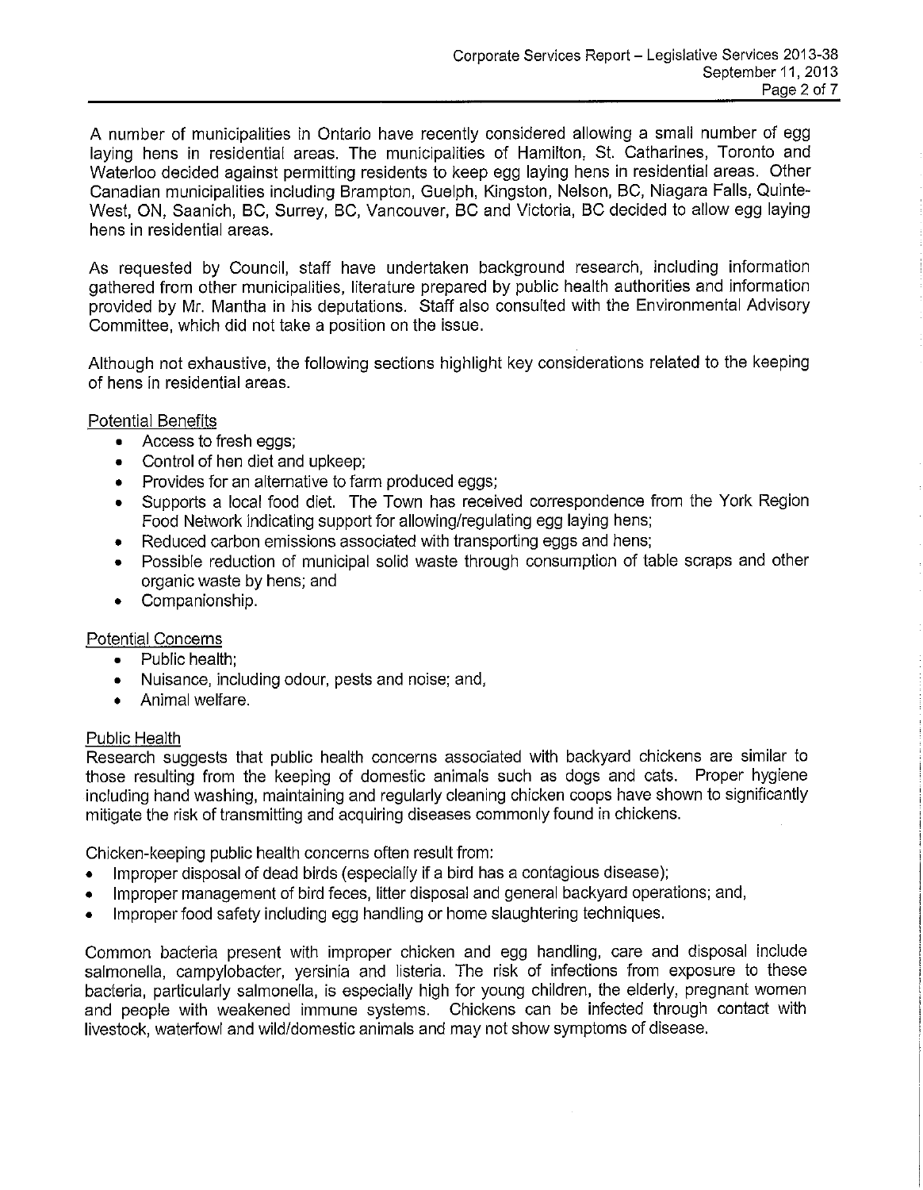A number of municipalities in Ontario have recently considered allowing a small number of egg laying hens in residential areas. The municipalities of Hamilton, St. Catharines, Toronto and Waterloo decided against permitting residents to keep egg laying hens in residential areas. Other Canadian municipalities including Brampton, Guelph, Kingston, Nelson, BC, Niagara Falls, Quinte-West, ON, Saanich, BC, Surrey, BC, Vancouver, BC and Victoria, BC decided to allow egg laying hens in residential areas.

As requested by Council, staff have undertaken background research, including information gathered from other municipalities, literature prepared by public health authorities and information provided by Mr. Mantha in his deputations. Staff also consulted with the Environmental Advisory Committee, which did not take a position on the issue.

Although not exhaustive, the following sections highlight key considerations related to the keeping of hens in residential areas.

Potential Benefits

- Access to fresh eggs;
- Control of hen diet and upkeep;
- Provides for an alternative to farm produced eggs;
- Supports a local food diet. The Town has received correspondence from the York Region Food Network indicating support for allowing/regulating egg laying hens;
- Reduced carbon emissions associated with transporting eggs and hens;
- Possible reduction of municipal solid waste through consumption of table scraps and other organic waste by hens; and
- Companionship.

Potential Concerns

- Public health;
- Nuisance, including odour, pests and noise; and,
- Animal welfare.

Public Health

Research suggests that public health concerns associated with backyard chickens are similar to those resulting from the keeping of domestic animals such as dogs and cats. Proper hygiene including hand washing, maintaining and regularly cleaning chicken coops have shown to significantly mitigate the risk of transmitting and acquiring diseases commonly found in chickens.

Chicken-keeping public health concerns often result from:

- Improper disposal of dead birds (especially if a bird has a contagious disease);
- Improper management of bird feces, litter disposal and general backyard operations; and,
- Improper food safety including egg handling or home slaughtering techniques.

Common bacteria present with improper chicken and egg handling, care and disposal include salmonella, campylobacter, yersinia and listeria. The risk of infections from exposure to these bacteria, particularly salmonella, is especially high for young children, the elderly, pregnant women and people with weakened immune systems. Chickens can be infected through contact with livestock, waterfowl and wild/domestic animals and may not show symptoms of disease.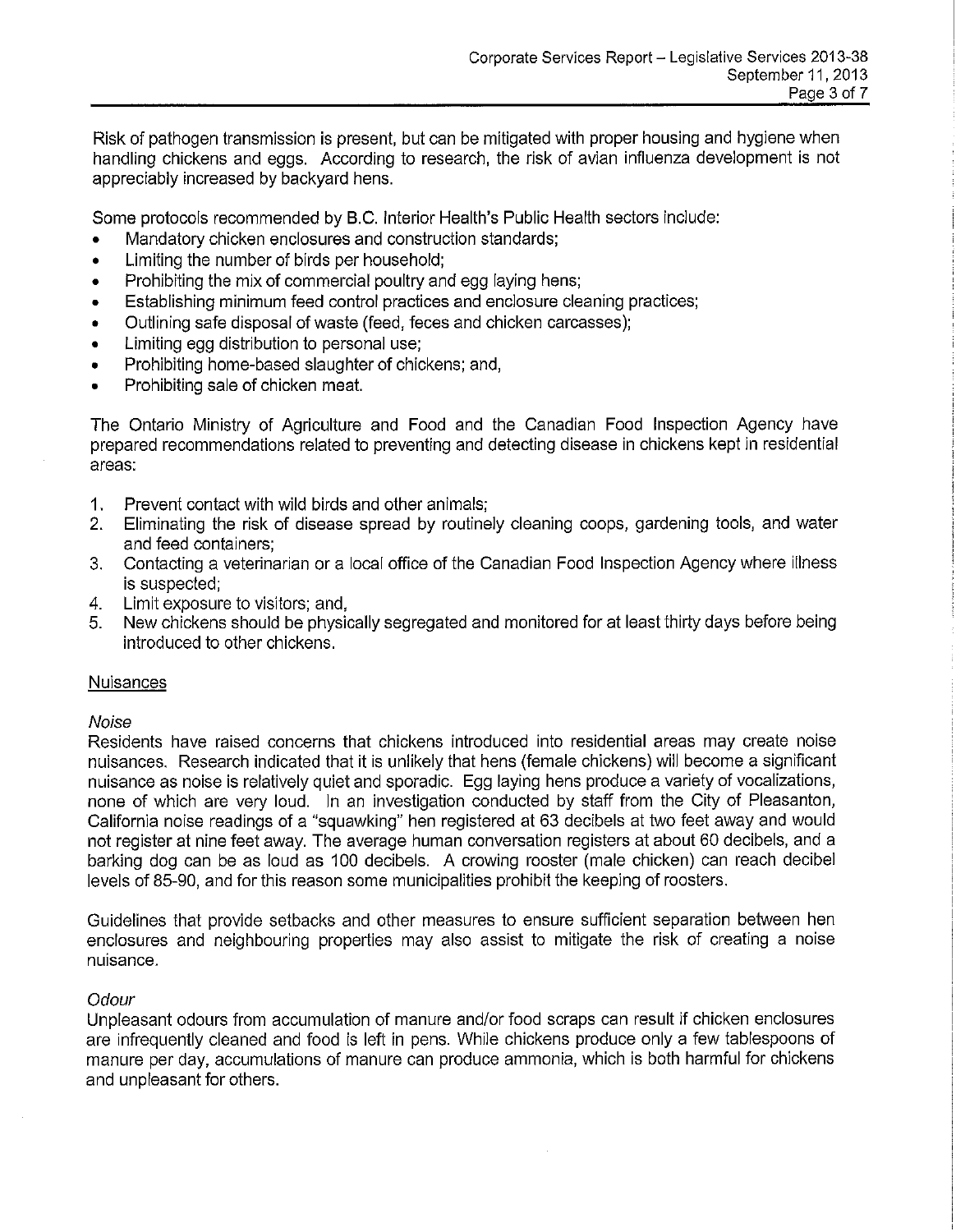Risk of pathogen transmission is present, but can be mitigated with proper housing and hygiene when handling chickens and eggs. According to research, the risk of avian influenza development is not appreciably increased by backyard hens.

Some protocols recommended by B.C. Interior Health's Public Health sectors include:

- Mandatory chicken enclosures and construction standards;
- Limiting the number of birds per household;
- Prohibiting the mix of commercial poultry and egg laying hens;
- Establishing minimum feed control practices and enclosure cleaning practices;
- Outlining safe disposal of waste (feed, feces and chicken carcasses);
- Limiting egg distribution to personal use;
- Prohibiting home-based slaughter of chickens; and,
- Prohibiting sale of chicken meat.

The Ontario Ministry of Agriculture and Food and the Canadian Food Inspection Agency have prepared recommendations related to preventing and detecting disease in chickens kept in residential areas:

1. Prevent contact with wild birds and other animals;
2. Eliminating the risk of disease spread by routinely cleaning coops, gardening tools, and water and feed containers;
3. Contacting a veterinarian or a local office of the Canadian Food Inspection Agency where illness is suspected;
4. Limit exposure to visitors; and,
5. New chickens should be physically segregated and monitored for at least thirty days before being introduced to other chickens.

<u>Nuisances</u>

*Noise*

Residents have raised concerns that chickens introduced into residential areas may create noise nuisances. Research indicated that it is unlikely that hens (female chickens) will become a significant nuisance as noise is relatively quiet and sporadic. Egg laying hens produce a variety of vocalizations, none of which are very loud. In an investigation conducted by staff from the City of Pleasanton, California noise readings of a "squawking" hen registered at 63 decibels at two feet away and would not register at nine feet away. The average human conversation registers at about 60 decibels, and a barking dog can be as loud as 100 decibels. A crowing rooster (male chicken) can reach decibel levels of 85-90, and for this reason some municipalities prohibit the keeping of roosters.

Guidelines that provide setbacks and other measures to ensure sufficient separation between hen enclosures and neighbouring properties may also assist to mitigate the risk of creating a noise nuisance.

*Odour*

Unpleasant odours from accumulation of manure and/or food scraps can result if chicken enclosures are infrequently cleaned and food is left in pens. While chickens produce only a few tablespoons of manure per day, accumulations of manure can produce ammonia, which is both harmful for chickens and unpleasant for others.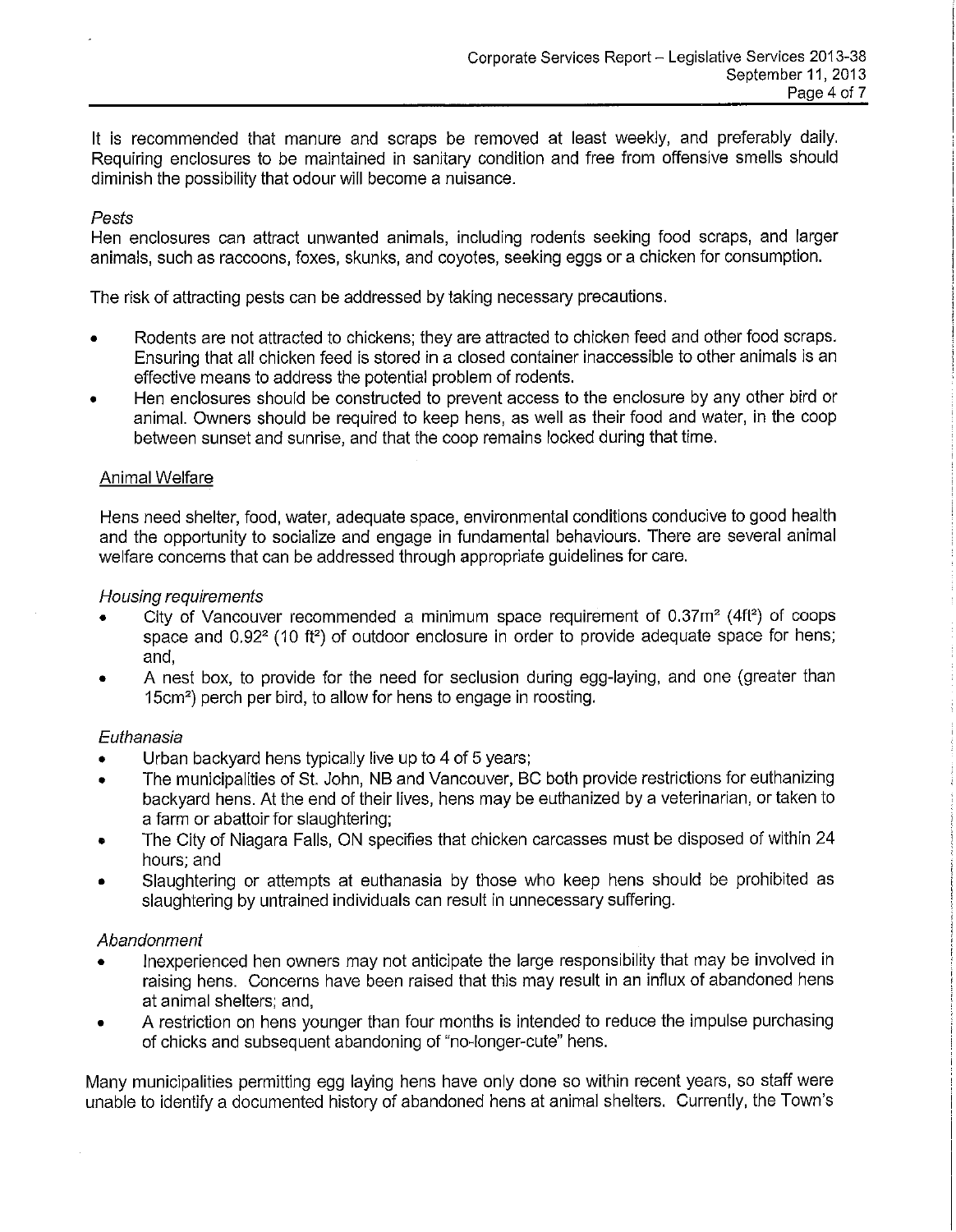It is recommended that manure and scraps be removed at least weekly, and preferably daily. Requiring enclosures to be maintained in sanitary condition and free from offensive smells should diminish the possibility that odour will become a nuisance.

*Pests*

Hen enclosures can attract unwanted animals, including rodents seeking food scraps, and larger animals, such as raccoons, foxes, skunks, and coyotes, seeking eggs or a chicken for consumption.

The risk of attracting pests can be addressed by taking necessary precautions.

- Rodents are not attracted to chickens; they are attracted to chicken feed and other food scraps. Ensuring that all chicken feed is stored in a closed container inaccessible to other animals is an effective means to address the potential problem of rodents.
- Hen enclosures should be constructed to prevent access to the enclosure by any other bird or animal. Owners should be required to keep hens, as well as their food and water, in the coop between sunset and sunrise, and that the coop remains locked during that time.

## Animal Welfare

Hens need shelter, food, water, adequate space, environmental conditions conducive to good health and the opportunity to socialize and engage in fundamental behaviours. There are several animal welfare concerns that can be addressed through appropriate guidelines for care.

*Housing requirements*

- City of Vancouver recommended a minimum space requirement of $0.37m^2$ ($4ft^2$) of coops space and $0.92^2$ ($10\ ft^2$) of outdoor enclosure in order to provide adequate space for hens; and,
- A nest box, to provide for the need for seclusion during egg-laying, and one (greater than $15cm^2$) perch per bird, to allow for hens to engage in roosting.

*Euthanasia*

- Urban backyard hens typically live up to 4 of 5 years;
- The municipalities of St. John, NB and Vancouver, BC both provide restrictions for euthanizing backyard hens. At the end of their lives, hens may be euthanized by a veterinarian, or taken to a farm or abattoir for slaughtering;
- The City of Niagara Falls, ON specifies that chicken carcasses must be disposed of within 24 hours; and
- Slaughtering or attempts at euthanasia by those who keep hens should be prohibited as slaughtering by untrained individuals can result in unnecessary suffering.

*Abandonment*

- Inexperienced hen owners may not anticipate the large responsibility that may be involved in raising hens. Concerns have been raised that this may result in an influx of abandoned hens at animal shelters; and,
- A restriction on hens younger than four months is intended to reduce the impulse purchasing of chicks and subsequent abandoning of "no-longer-cute" hens.

Many municipalities permitting egg laying hens have only done so within recent years, so staff were unable to identify a documented history of abandoned hens at animal shelters. Currently, the Town's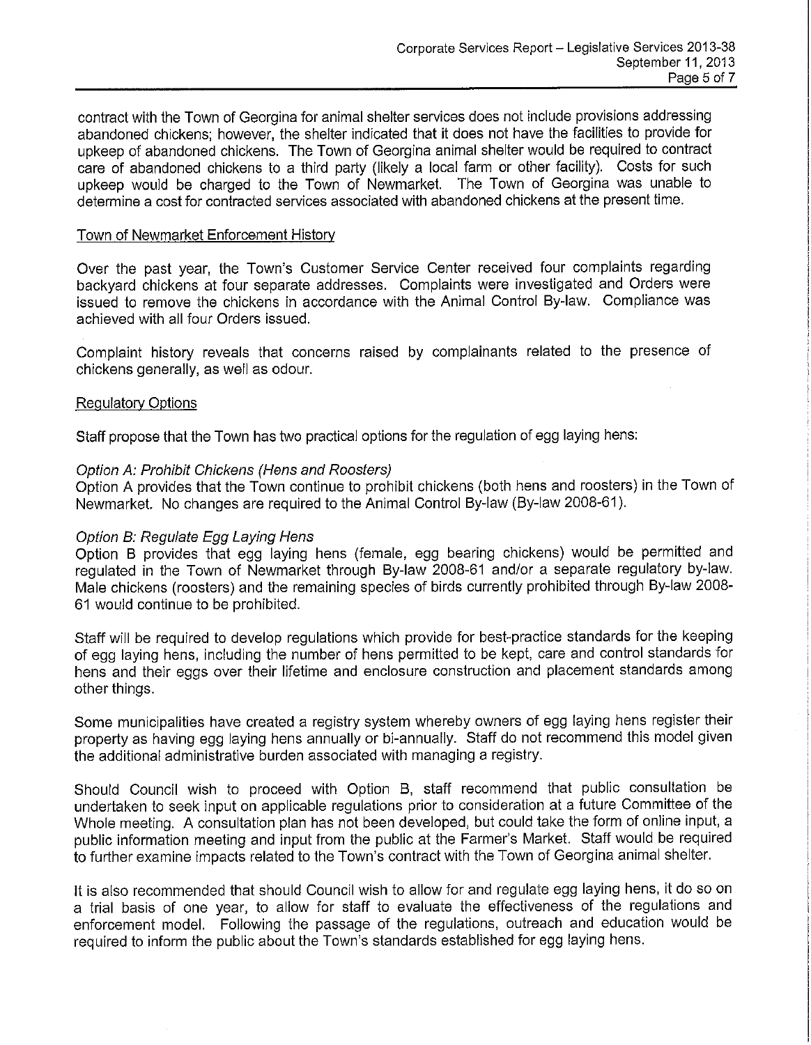contract with the Town of Georgina for animal shelter services does not include provisions addressing abandoned chickens; however, the shelter indicated that it does not have the facilities to provide for upkeep of abandoned chickens. The Town of Georgina animal shelter would be required to contract care of abandoned chickens to a third party (likely a local farm or other facility). Costs for such upkeep would be charged to the Town of Newmarket. The Town of Georgina was unable to determine a cost for contracted services associated with abandoned chickens at the present time.

Town of Newmarket Enforcement History

Over the past year, the Town's Customer Service Center received four complaints regarding backyard chickens at four separate addresses. Complaints were investigated and Orders were issued to remove the chickens in accordance with the Animal Control By-law. Compliance was achieved with all four Orders issued.

Complaint history reveals that concerns raised by complainants related to the presence of chickens generally, as well as odour.

Regulatory Options

Staff propose that the Town has two practical options for the regulation of egg laying hens:

*Option A: Prohibit Chickens (Hens and Roosters)*
Option A provides that the Town continue to prohibit chickens (both hens and roosters) in the Town of Newmarket. No changes are required to the Animal Control By-law (By-law 2008-61).

*Option B: Regulate Egg Laying Hens*
Option B provides that egg laying hens (female, egg bearing chickens) would be permitted and regulated in the Town of Newmarket through By-law 2008-61 and/or a separate regulatory by-law. Male chickens (roosters) and the remaining species of birds currently prohibited through By-law 2008-61 would continue to be prohibited.

Staff will be required to develop regulations which provide for best-practice standards for the keeping of egg laying hens, including the number of hens permitted to be kept, care and control standards for hens and their eggs over their lifetime and enclosure construction and placement standards among other things.

Some municipalities have created a registry system whereby owners of egg laying hens register their property as having egg laying hens annually or bi-annually. Staff do not recommend this model given the additional administrative burden associated with managing a registry.

Should Council wish to proceed with Option B, staff recommend that public consultation be undertaken to seek input on applicable regulations prior to consideration at a future Committee of the Whole meeting. A consultation plan has not been developed, but could take the form of online input, a public information meeting and input from the public at the Farmer's Market. Staff would be required to further examine impacts related to the Town's contract with the Town of Georgina animal shelter.

It is also recommended that should Council wish to allow for and regulate egg laying hens, it do so on a trial basis of one year, to allow for staff to evaluate the effectiveness of the regulations and enforcement model. Following the passage of the regulations, outreach and education would be required to inform the public about the Town's standards established for egg laying hens.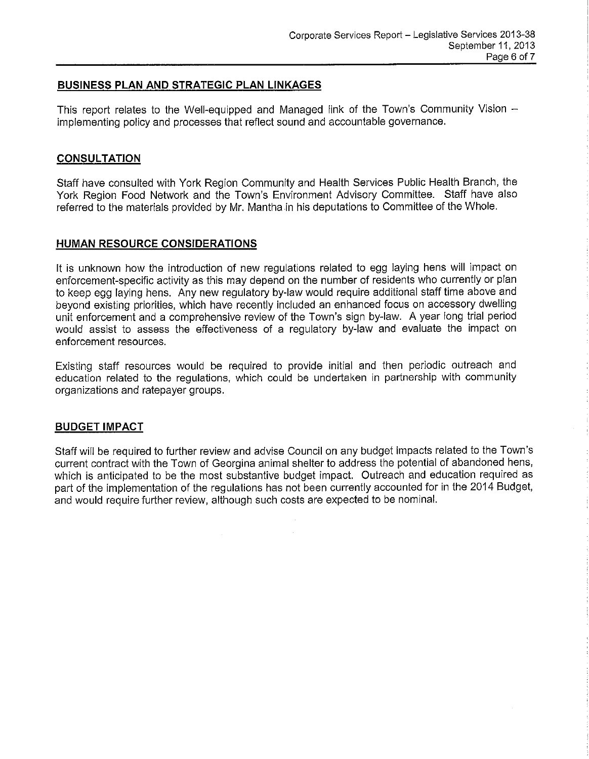## BUSINESS PLAN AND STRATEGIC PLAN LINKAGES

This report relates to the Well-equipped and Managed link of the Town's Community Vision – implementing policy and processes that reflect sound and accountable governance.

## CONSULTATION

Staff have consulted with York Region Community and Health Services Public Health Branch, the York Region Food Network and the Town's Environment Advisory Committee. Staff have also referred to the materials provided by Mr. Mantha in his deputations to Committee of the Whole.

## HUMAN RESOURCE CONSIDERATIONS

It is unknown how the introduction of new regulations related to egg laying hens will impact on enforcement-specific activity as this may depend on the number of residents who currently or plan to keep egg laying hens. Any new regulatory by-law would require additional staff time above and beyond existing priorities, which have recently included an enhanced focus on accessory dwelling unit enforcement and a comprehensive review of the Town's sign by-law. A year long trial period would assist to assess the effectiveness of a regulatory by-law and evaluate the impact on enforcement resources.

Existing staff resources would be required to provide initial and then periodic outreach and education related to the regulations, which could be undertaken in partnership with community organizations and ratepayer groups.

## BUDGET IMPACT

Staff will be required to further review and advise Council on any budget impacts related to the Town's current contract with the Town of Georgina animal shelter to address the potential of abandoned hens, which is anticipated to be the most substantive budget impact. Outreach and education required as part of the implementation of the regulations has not been currently accounted for in the 2014 Budget, and would require further review, although such costs are expected to be nominal.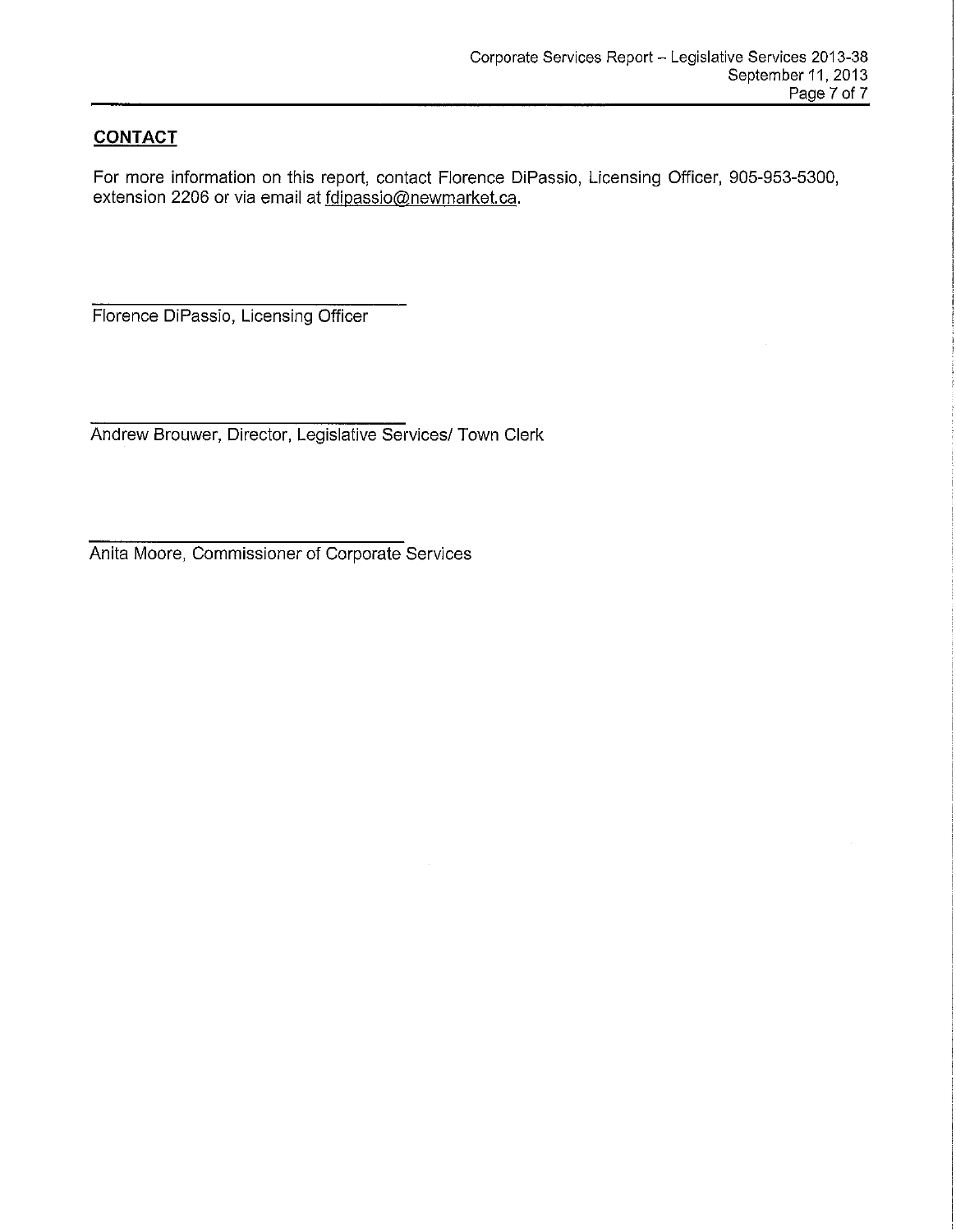## CONTACT

For more information on this report, contact Florence DiPassio, Licensing Officer, 905-953-5300, extension 2206 or via email at fdipassio@newmarket.ca.

Florence DiPassio, Licensing Officer

Andrew Brouwer, Director, Legislative Services/ Town Clerk

Anita Moore, Commissioner of Corporate Services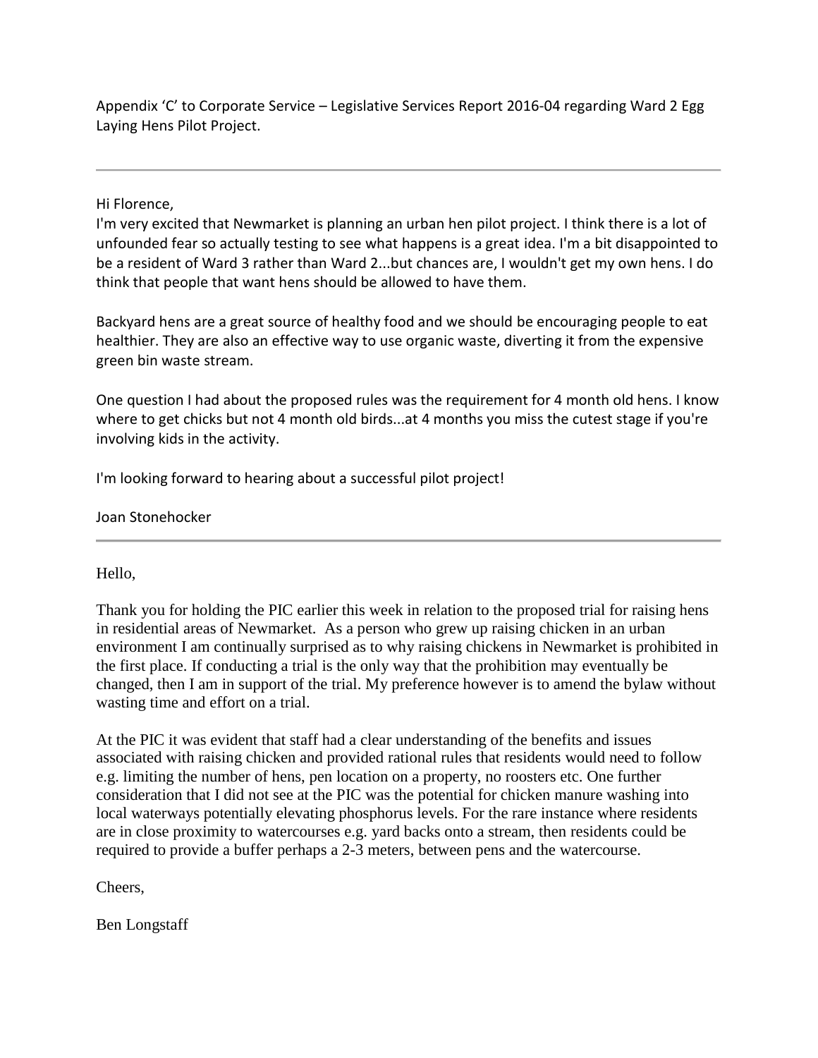Appendix 'C' to Corporate Service – Legislative Services Report 2016-04 regarding Ward 2 Egg Laying Hens Pilot Project.

---

Hi Florence,

I'm very excited that Newmarket is planning an urban hen pilot project. I think there is a lot of unfounded fear so actually testing to see what happens is a great idea. I'm a bit disappointed to be a resident of Ward 3 rather than Ward 2...but chances are, I wouldn't get my own hens. I do think that people that want hens should be allowed to have them.

Backyard hens are a great source of healthy food and we should be encouraging people to eat healthier. They are also an effective way to use organic waste, diverting it from the expensive green bin waste stream.

One question I had about the proposed rules was the requirement for 4 month old hens. I know where to get chicks but not 4 month old birds...at 4 months you miss the cutest stage if you're involving kids in the activity.

I'm looking forward to hearing about a successful pilot project!

Joan Stonehocker

---

Hello,

Thank you for holding the PIC earlier this week in relation to the proposed trial for raising hens in residential areas of Newmarket. As a person who grew up raising chicken in an urban environment I am continually surprised as to why raising chickens in Newmarket is prohibited in the first place. If conducting a trial is the only way that the prohibition may eventually be changed, then I am in support of the trial. My preference however is to amend the bylaw without wasting time and effort on a trial.

At the PIC it was evident that staff had a clear understanding of the benefits and issues associated with raising chicken and provided rational rules that residents would need to follow e.g. limiting the number of hens, pen location on a property, no roosters etc. One further consideration that I did not see at the PIC was the potential for chicken manure washing into local waterways potentially elevating phosphorus levels. For the rare instance where residents are in close proximity to watercourses e.g. yard backs onto a stream, then residents could be required to provide a buffer perhaps a 2-3 meters, between pens and the watercourse.

Cheers,

Ben Longstaff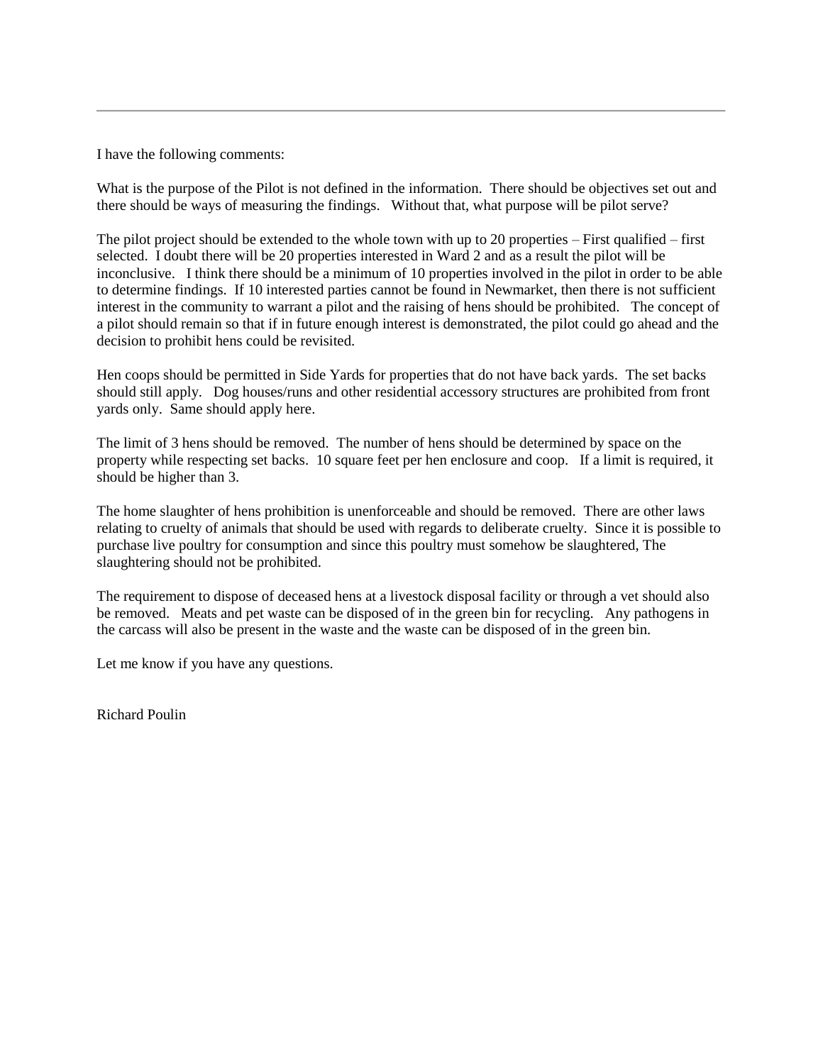I have the following comments:

What is the purpose of the Pilot is not defined in the information. There should be objectives set out and there should be ways of measuring the findings. Without that, what purpose will be pilot serve?

The pilot project should be extended to the whole town with up to 20 properties – First qualified – first selected. I doubt there will be 20 properties interested in Ward 2 and as a result the pilot will be inconclusive. I think there should be a minimum of 10 properties involved in the pilot in order to be able to determine findings. If 10 interested parties cannot be found in Newmarket, then there is not sufficient interest in the community to warrant a pilot and the raising of hens should be prohibited. The concept of a pilot should remain so that if in future enough interest is demonstrated, the pilot could go ahead and the decision to prohibit hens could be revisited.

Hen coops should be permitted in Side Yards for properties that do not have back yards. The set backs should still apply. Dog houses/runs and other residential accessory structures are prohibited from front yards only. Same should apply here.

The limit of 3 hens should be removed. The number of hens should be determined by space on the property while respecting set backs. 10 square feet per hen enclosure and coop. If a limit is required, it should be higher than 3.

The home slaughter of hens prohibition is unenforceable and should be removed. There are other laws relating to cruelty of animals that should be used with regards to deliberate cruelty. Since it is possible to purchase live poultry for consumption and since this poultry must somehow be slaughtered, The slaughtering should not be prohibited.

The requirement to dispose of deceased hens at a livestock disposal facility or through a vet should also be removed. Meats and pet waste can be disposed of in the green bin for recycling. Any pathogens in the carcass will also be present in the waste and the waste can be disposed of in the green bin.

Let me know if you have any questions.

Richard Poulin